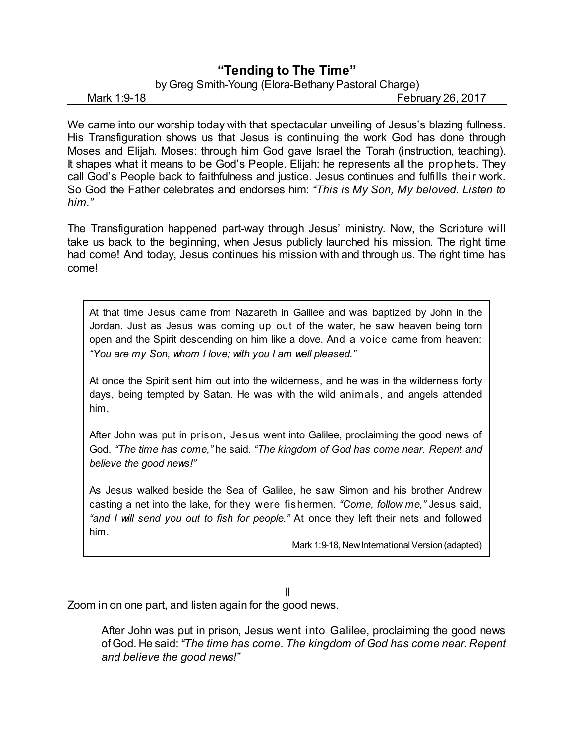# "Tending to The Time"

by Greg Smith-Young (Elora-Bethany Pastoral Charge)

Mark 1:9-18 — February 26, 2017

We came into our worship today with that spectacular unveiling of Jesus's blazing fullness. His Transfiguration shows us that Jesus is continuing the work God has done through Moses and Elijah. Moses: through him God gave Israel the Torah (instruction, teaching). It shapes what it means to be God's People. Elijah: he represents all the prophets. They call God's People back to faithfulness and justice. Jesus continues and fulfills their work. So God the Father celebrates and endorses him: *"This is My Son, My beloved. Listen to him."*

The Transfiguration happened part-way through Jesus' ministry. Now, the Scripture will take us back to the beginning, when Jesus publicly launched his mission. The right time had come! And today, Jesus continues his mission with and through us. The right time has come!

> At that time Jesus came from Nazareth in Galilee and was baptized by John in the Jordan. Just as Jesus was coming up out of the water, he saw heaven being torn open and the Spirit descending on him like a dove. And a voice came from heaven: *"You are my Son, whom I love; with you I am well pleased."*
>
> At once the Spirit sent him out into the wilderness, and he was in the wilderness forty days, being tempted by Satan. He was with the wild animals, and angels attended him.
>
> After John was put in prison, Jesus went into Galilee, proclaiming the good news of God. *"The time has come,"* he said. *"The kingdom of God has come near. Repent and believe the good news!"*
>
> As Jesus walked beside the Sea of Galilee, he saw Simon and his brother Andrew casting a net into the lake, for they were fishermen. *"Come, follow me,"* Jesus said, *"and I will send you out to fish for people."* At once they left their nets and followed him.
>
> Mark 1:9-18, New International Version (adapted)

ll

Zoom in on one part, and listen again for the good news.

> After John was put in prison, Jesus went into Galilee, proclaiming the good news of God. He said: *"The time has come. The kingdom of God has come near. Repent and believe the good news!"*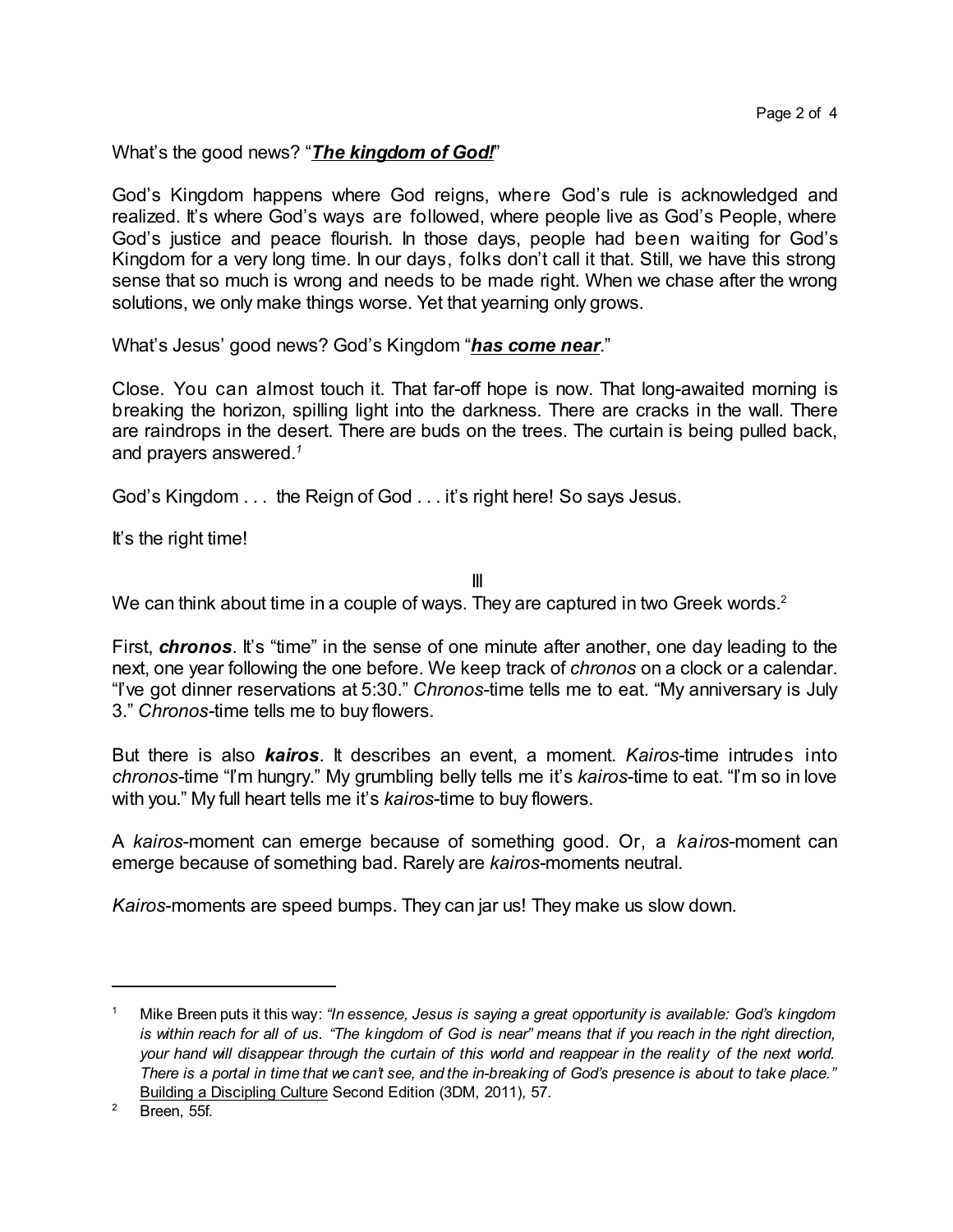What's the good news? "***The kingdom of God!***"

God's Kingdom happens where God reigns, where God's rule is acknowledged and realized. It's where God's ways are followed, where people live as God's People, where God's justice and peace flourish. In those days, people had been waiting for God's Kingdom for a very long time. In our days, folks don't call it that. Still, we have this strong sense that so much is wrong and needs to be made right. When we chase after the wrong solutions, we only make things worse. Yet that yearning only grows.

What's Jesus' good news? God's Kingdom "***has come near***."

Close. You can almost touch it. That far-off hope is now. That long-awaited morning is breaking the horizon, spilling light into the darkness. There are cracks in the wall. There are raindrops in the desert. There are buds on the trees. The curtain is being pulled back, and prayers answered.[1]

God's Kingdom . . . the Reign of God . . . it's right here! So says Jesus.

It's the right time!

III

We can think about time in a couple of ways. They are captured in two Greek words.[2]

First, ***chronos***. It's "time" in the sense of one minute after another, one day leading to the next, one year following the one before. We keep track of *chronos* on a clock or a calendar. "I've got dinner reservations at 5:30." *Chronos*-time tells me to eat. "My anniversary is July 3." *Chronos*-time tells me to buy flowers.

But there is also ***kairos***. It describes an event, a moment. *Kairos*-time intrudes into *chronos*-time "I'm hungry." My grumbling belly tells me it's *kairos*-time to eat. "I'm so in love with you." My full heart tells me it's *kairos*-time to buy flowers.

A *kairos*-moment can emerge because of something good. Or, a *kairos*-moment can emerge because of something bad. Rarely are *kairos*-moments neutral.

*Kairos*-moments are speed bumps. They can jar us! They make us slow down.

---

[1] Mike Breen puts it this way: *"In essence, Jesus is saying a great opportunity is available: God's kingdom is within reach for all of us. "The kingdom of God is near" means that if you reach in the right direction, your hand will disappear through the curtain of this world and reappear in the reality of the next world. There is a portal in time that we can't see, and the in-breaking of God's presence is about to take place."* Building a Discipling Culture Second Edition (3DM, 2011), 57.

[2] Breen, 55f.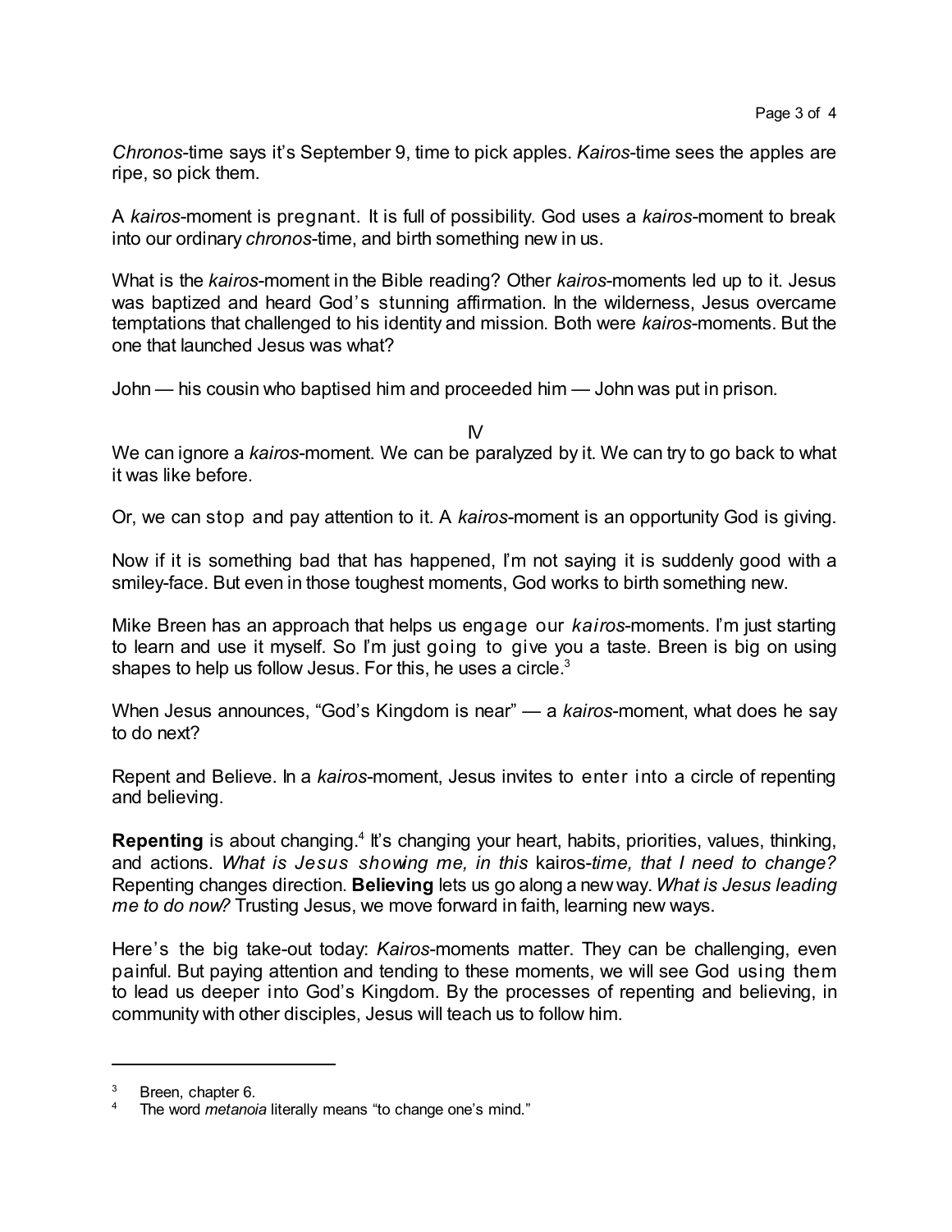*Chronos*-time says it's September 9, time to pick apples. *Kairos*-time sees the apples are ripe, so pick them.

A *kairos*-moment is pregnant. It is full of possibility. God uses a *kairos*-moment to break into our ordinary *chronos*-time, and birth something new in us.

What is the *kairos*-moment in the Bible reading? Other *kairos*-moments led up to it. Jesus was baptized and heard God's stunning affirmation. In the wilderness, Jesus overcame temptations that challenged to his identity and mission. Both were *kairos*-moments. But the one that launched Jesus was what?

John — his cousin who baptised him and proceeded him — John was put in prison.

## IV

We can ignore a *kairos*-moment. We can be paralyzed by it. We can try to go back to what it was like before.

Or, we can stop and pay attention to it. A *kairos*-moment is an opportunity God is giving.

Now if it is something bad that has happened, I'm not saying it is suddenly good with a smiley-face. But even in those toughest moments, God works to birth something new.

Mike Breen has an approach that helps us engage our *kairos*-moments. I'm just starting to learn and use it myself. So I'm just going to give you a taste. Breen is big on using shapes to help us follow Jesus. For this, he uses a circle.[3]

When Jesus announces, "God's Kingdom is near" — a *kairos*-moment, what does he say to do next?

Repent and Believe. In a *kairos*-moment, Jesus invites to enter into a circle of repenting and believing.

**Repenting** is about changing.[4] It's changing your heart, habits, priorities, values, thinking, and actions. *What is Jesus showing me, in this* kairos-*time, that I need to change?* Repenting changes direction. **Believing** lets us go along a new way. *What is Jesus leading me to do now?* Trusting Jesus, we move forward in faith, learning new ways.

Here's the big take-out today: *Kairos*-moments matter. They can be challenging, even painful. But paying attention and tending to these moments, we will see God using them to lead us deeper into God's Kingdom. By the processes of repenting and believing, in community with other disciples, Jesus will teach us to follow him.

---

[3] Breen, chapter 6.

[4] The word *metanoia* literally means "to change one's mind."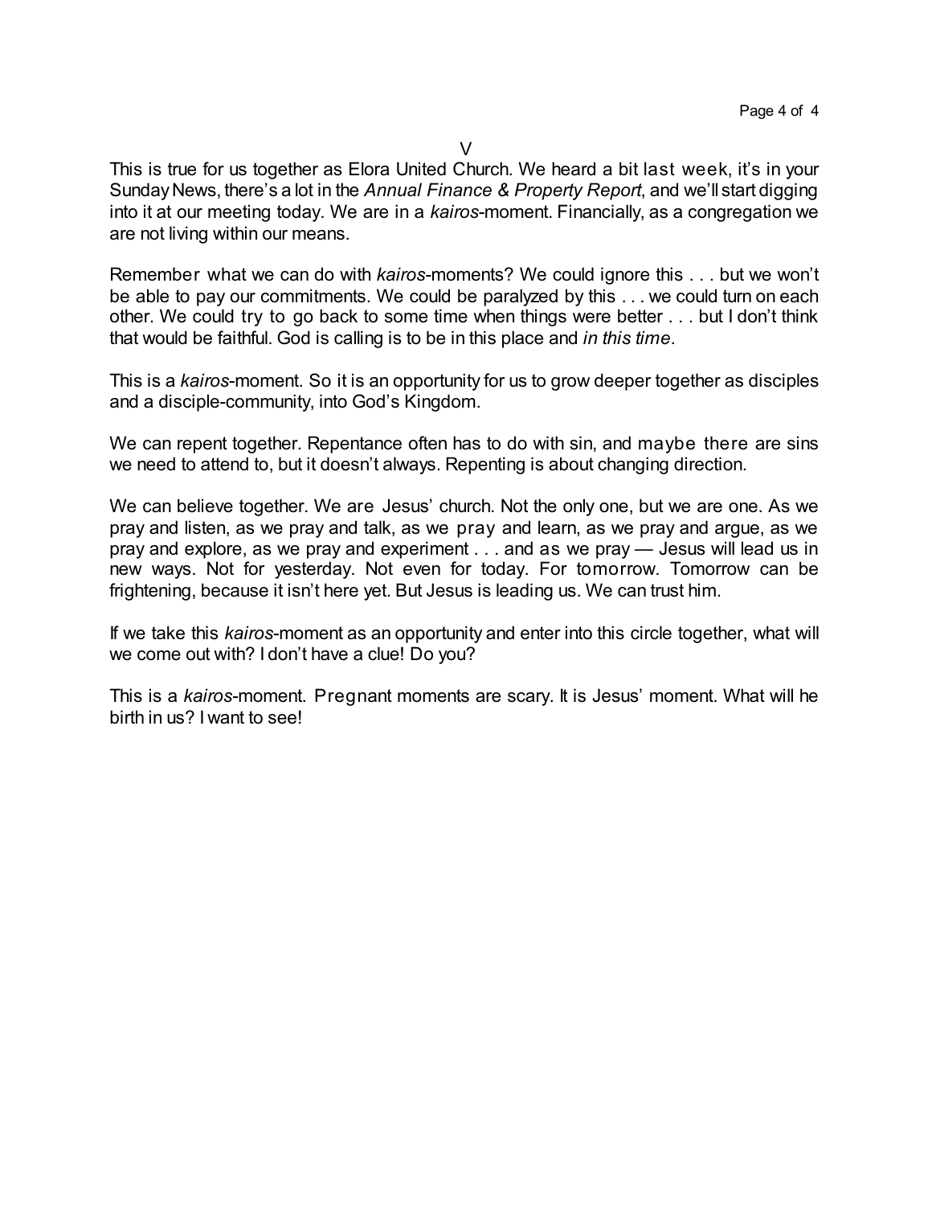V

This is true for us together as Elora United Church. We heard a bit last week, it's in your Sunday News, there's a lot in the *Annual Finance & Property Report*, and we'll start digging into it at our meeting today. We are in a *kairos*-moment. Financially, as a congregation we are not living within our means.

Remember what we can do with *kairos*-moments? We could ignore this . . . but we won't be able to pay our commitments. We could be paralyzed by this . . . we could turn on each other. We could try to go back to some time when things were better . . . but I don't think that would be faithful. God is calling is to be in this place and *in this time*.

This is a *kairos*-moment. So it is an opportunity for us to grow deeper together as disciples and a disciple-community, into God's Kingdom.

We can repent together. Repentance often has to do with sin, and maybe there are sins we need to attend to, but it doesn't always. Repenting is about changing direction.

We can believe together. We are Jesus' church. Not the only one, but we are one. As we pray and listen, as we pray and talk, as we pray and learn, as we pray and argue, as we pray and explore, as we pray and experiment . . . and as we pray — Jesus will lead us in new ways. Not for yesterday. Not even for today. For tomorrow. Tomorrow can be frightening, because it isn't here yet. But Jesus is leading us. We can trust him.

If we take this *kairos*-moment as an opportunity and enter into this circle together, what will we come out with? I don't have a clue! Do you?

This is a *kairos*-moment. Pregnant moments are scary. It is Jesus' moment. What will he birth in us? I want to see!